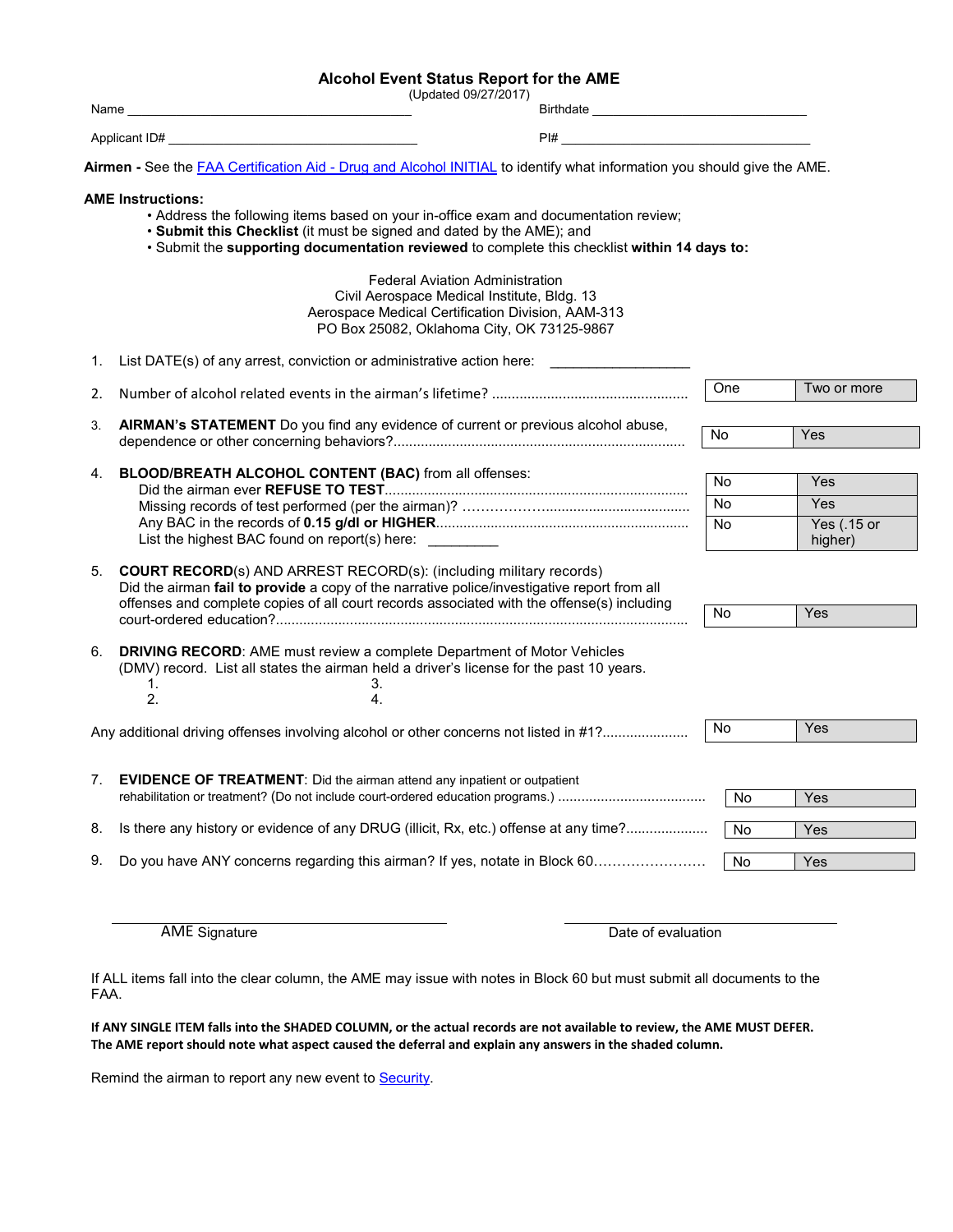# Alcohol Event Status Report for the AME

(Updated 09/27/2017)

Name ______________________________________ Birthdate ______________________________

Applicant ID# ______________________________ PI# ______________________________

**Airmen -** See the FAA Certification Aid - Drug and Alcohol INITIAL to identify what information you should give the AME.

**AME Instructions:**

- Address the following items based on your in-office exam and documentation review;
- **Submit this Checklist** (it must be signed and dated by the AME); and
- Submit the **supporting documentation reviewed** to complete this checklist **within 14 days to:**

Federal Aviation Administration
Civil Aerospace Medical Institute, Bldg. 13
Aerospace Medical Certification Division, AAM-313
PO Box 25082, Oklahoma City, OK 73125-9867

| # | Item | | |
|---|---|---|---|
| 1. | List DATE(s) of any arrest, conviction or administrative action here: __________________ | | |
| 2. | Number of alcohol related events in the airman's lifetime? | One | Two or more |
| 3. | **AIRMAN's STATEMENT** Do you find any evidence of current or previous alcohol abuse, dependence or other concerning behaviors? | No | Yes |
| 4. | **BLOOD/BREATH ALCOHOL CONTENT (BAC)** from all offenses: | | |
| | Did the airman ever **REFUSE TO TEST** | No | Yes |
| | Missing records of test performed (per the airman)? | No | Yes |
| | Any BAC in the records of **0.15 g/dl or HIGHER** | No | Yes (.15 or higher) |
| | List the highest BAC found on report(s) here: _________ | | |
| 5. | **COURT RECORD**(s) AND ARREST RECORD(s): (including military records) Did the airman **fail to provide** a copy of the narrative police/investigative report from all offenses and complete copies of all court records associated with the offense(s) including court-ordered education? | No | Yes |
| 6. | **DRIVING RECORD**: AME must review a complete Department of Motor Vehicles (DMV) record. List all states the airman held a driver's license for the past 10 years.<br>1. 3.<br>2. 4. | | |
| | Any additional driving offenses involving alcohol or other concerns not listed in #1? | No | Yes |
| 7. | **EVIDENCE OF TREATMENT**: Did the airman attend any inpatient or outpatient rehabilitation or treatment? (Do not include court-ordered education programs.) | No | Yes |
| 8. | Is there any history or evidence of any DRUG (illicit, Rx, etc.) offense at any time? | No | Yes |
| 9. | Do you have ANY concerns regarding this airman? If yes, notate in Block 60 | No | Yes |

______________________________ ______________________________
AME Signature Date of evaluation

If ALL items fall into the clear column, the AME may issue with notes in Block 60 but must submit all documents to the FAA.

**If ANY SINGLE ITEM falls into the SHADED COLUMN, or the actual records are not available to review, the AME MUST DEFER. The AME report should note what aspect caused the deferral and explain any answers in the shaded column.**

Remind the airman to report any new event to Security.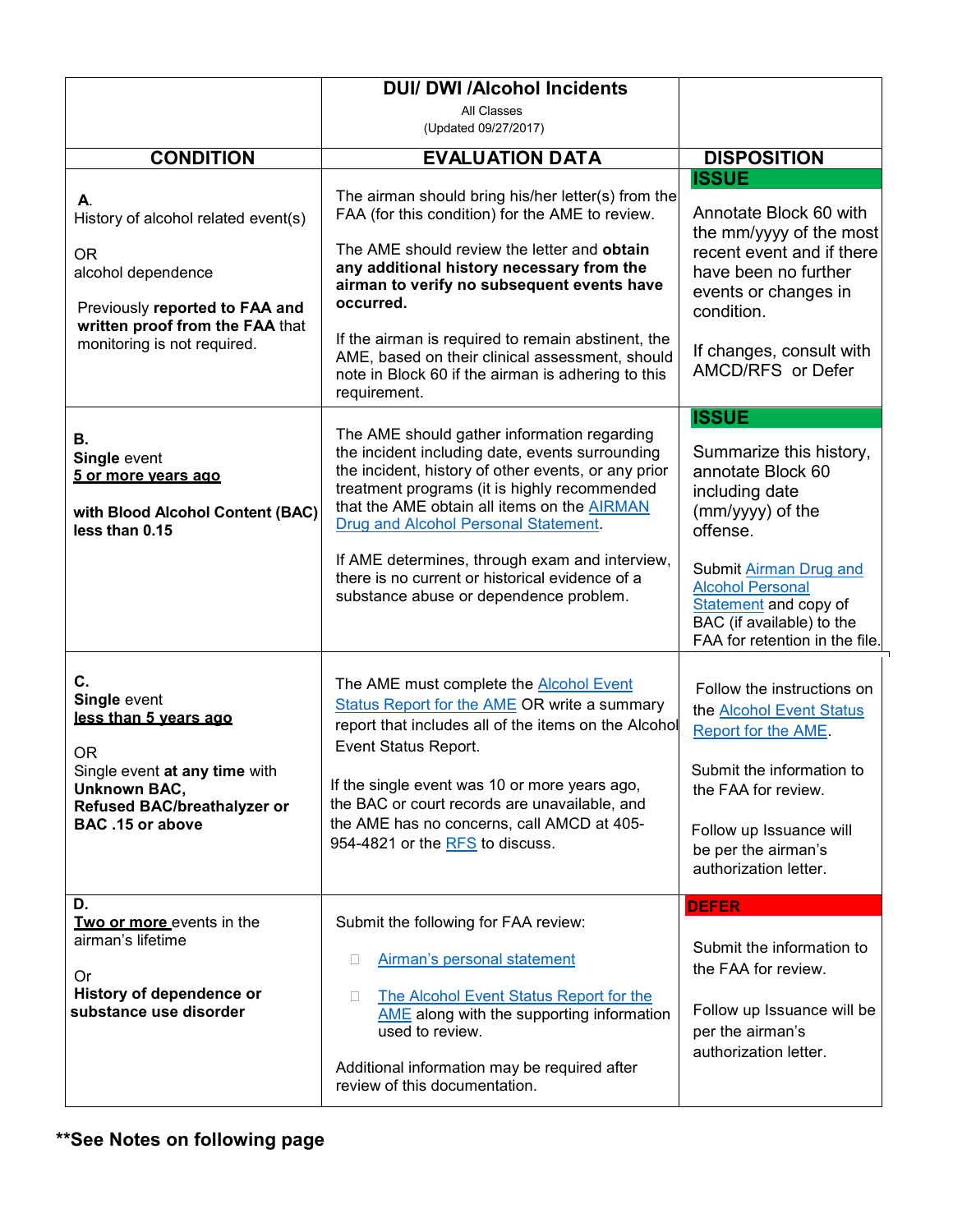# DUI/ DWI /Alcohol Incidents

All Classes

(Updated 09/27/2017)

| CONDITION | EVALUATION DATA | DISPOSITION |
|---|---|---|
| **A.** History of alcohol related event(s) OR alcohol dependence<br><br>Previously **reported to FAA and written proof from the FAA** that monitoring is not required. | The airman should bring his/her letter(s) from the FAA (for this condition) for the AME to review.<br><br>The AME should review the letter and **obtain any additional history necessary from the airman to verify no subsequent events have occurred.**<br><br>If the airman is required to remain abstinent, the AME, based on their clinical assessment, should note in Block 60 if the airman is adhering to this requirement. | **ISSUE**<br><br>Annotate Block 60 with the mm/yyyy of the most recent event and if there have been no further events or changes in condition.<br><br>If changes, consult with AMCD/RFS or Defer |
| **B.** **Single** event **<u>5 or more years ago</u>**<br><br>**with Blood Alcohol Content (BAC) less than 0.15** | The AME should gather information regarding the incident including date, events surrounding the incident, history of other events, or any prior treatment programs (it is highly recommended that the AME obtain all items on the AIRMAN Drug and Alcohol Personal Statement.<br><br>If AME determines, through exam and interview, there is no current or historical evidence of a substance abuse or dependence problem. | **ISSUE**<br><br>Summarize this history, annotate Block 60 including date (mm/yyyy) of the offense.<br><br>Submit Airman Drug and Alcohol Personal Statement and copy of BAC (if available) to the FAA for retention in the file. |
| **C.** **Single** event **<u>less than 5 years ago</u>**<br><br>OR<br>Single event **at any time** with **Unknown BAC, Refused BAC/breathalyzer or BAC .15 or above** | The AME must complete the Alcohol Event Status Report for the AME OR write a summary report that includes all of the items on the Alcohol Event Status Report.<br><br>If the single event was 10 or more years ago, the BAC or court records are unavailable, and the AME has no concerns, call AMCD at 405-954-4821 or the RFS to discuss. | Follow the instructions on the Alcohol Event Status Report for the AME.<br><br>Submit the information to the FAA for review.<br><br>Follow up Issuance will be per the airman's authorization letter. |
| **D.** **<u>Two or more</u>** events in the airman's lifetime<br><br>Or<br>**History of dependence or substance use disorder** | Submit the following for FAA review:<br><br>- Airman's personal statement<br>- The Alcohol Event Status Report for the AME along with the supporting information used to review.<br><br>Additional information may be required after review of this documentation. | **DEFER**<br><br>Submit the information to the FAA for review.<br><br>Follow up Issuance will be per the airman's authorization letter. |

****See Notes on following page**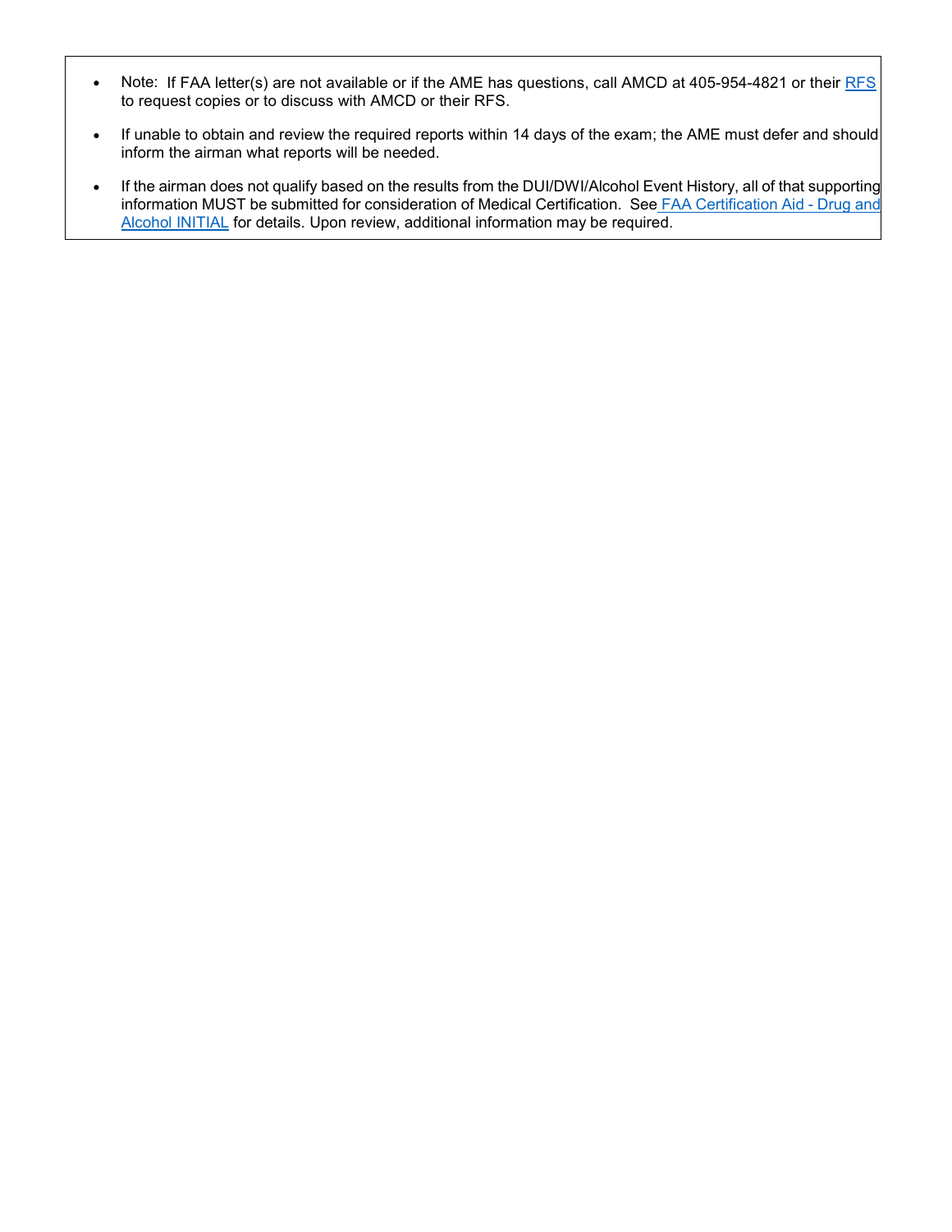- Note: If FAA letter(s) are not available or if the AME has questions, call AMCD at 405-954-4821 or their RFS to request copies or to discuss with AMCD or their RFS.
- If unable to obtain and review the required reports within 14 days of the exam; the AME must defer and should inform the airman what reports will be needed.
- If the airman does not qualify based on the results from the DUI/DWI/Alcohol Event History, all of that supporting information MUST be submitted for consideration of Medical Certification. See FAA Certification Aid - Drug and Alcohol INITIAL for details. Upon review, additional information may be required.